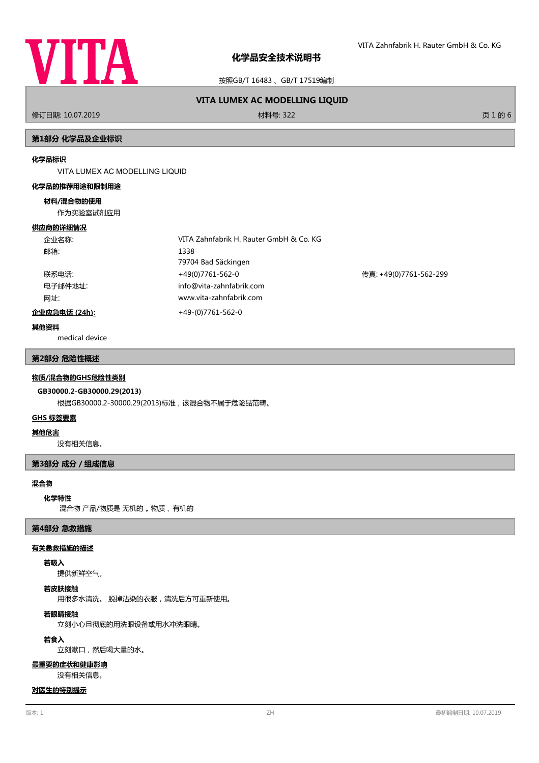# 化学品安全技术说明书

按照GB/T 16483 、GB/T 17519编制

**VITA LUMEX AC MODELLING LIQUID**

修订日期: 10.07.2019 | 材料号: 322

## 第1部分 化学品及企业标识

**化学品标识**

VITA LUMEX AC MODELLING LIQUID

**化学品的推荐用途和限制用途**

**材料/混合物的使用**

作为实验室试剂应用

**供应商的详细情况**

| | | |
|---|---|---|
| 企业名称: | VITA Zahnfabrik H. Rauter GmbH & Co. KG | |
| 邮箱: | 1338<br>79704 Bad Säckingen | |
| 联系电话: | +49(0)7761-562-0 | 传真: +49(0)7761-562-299 |
| 电子邮件地址: | info@vita-zahnfabrik.com | |
| 网址: | www.vita-zahnfabrik.com | |

**企业应急电话 (24h):** +49-(0)7761-562-0

**其他资料**

medical device

## 第2部分 危险性概述

**物质/混合物的GHS危险性类别**

**GB30000.2-GB30000.29(2013)**

根据GB30000.2-30000.29(2013)标准，该混合物不属于危险品范畴。

**GHS 标签要素**

**其他危害**

没有相关信息。

## 第3部分 成分 / 组成信息

**混合物**

**化学特性**

混合物 产品/物质是 无机的 。物质 、有机的

## 第4部分 急救措施

**有关急救措施的描述**

**若吸入**

提供新鲜空气。

**若皮肤接触**

用很多水清洗。 脱掉沾染的衣服，清洗后方可重新使用。

**若眼睛接触**

立刻小心且彻底的用洗眼设备或用水冲洗眼睛。

**若食入**

立刻漱口，然后喝大量的水。

**最重要的症状和健康影响**

没有相关信息。

**对医生的特别提示**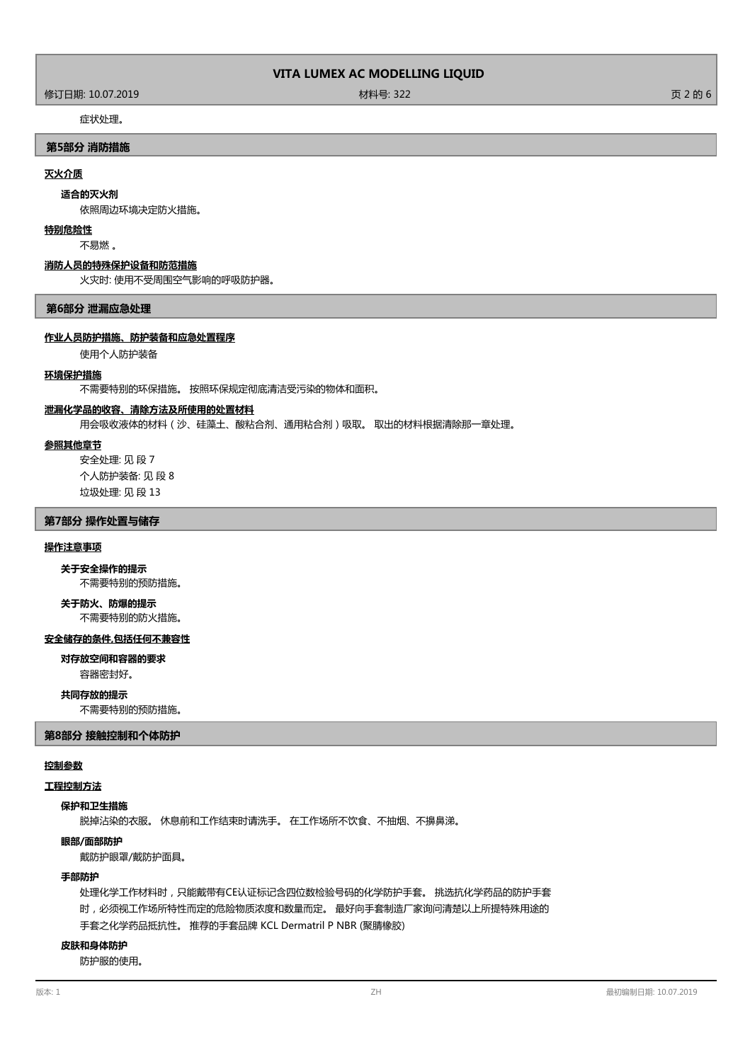症状处理。

## 第5部分 消防措施

### 灭火介质

**适合的灭火剂**

依照周边环境决定防火措施。

### 特别危险性

不易燃 。

### 消防人员的特殊保护设备和防范措施

火灾时: 使用不受周围空气影响的呼吸防护器。

## 第6部分 泄漏应急处理

### 作业人员防护措施、防护装备和应急处置程序

使用个人防护装备

### 环境保护措施

不需要特别的环保措施。 按照环保规定彻底清洁受污染的物体和面积。

### 泄漏化学品的收容、清除方法及所使用的处置材料

用会吸收液体的材料（沙、硅藻土、酸粘合剂、通用粘合剂）吸取。 取出的材料根据清除那一章处理。

### 参照其他章节

安全处理: 见 段 7

个人防护装备: 见 段 8

垃圾处理: 见 段 13

## 第7部分 操作处置与储存

### 操作注意事项

**关于安全操作的提示**

不需要特别的预防措施。

**关于防火、防爆的提示**

不需要特别的防火措施。

### 安全储存的条件,包括任何不兼容性

**对存放空间和容器的要求**

容器密封好。

**共同存放的提示**

不需要特别的预防措施。

## 第8部分 接触控制和个体防护

### 控制参数

### 工程控制方法

**保护和卫生措施**

脱掉沾染的衣服。 休息前和工作结束时请洗手。 在工作场所不饮食、不抽烟、不擤鼻涕。

**眼部/面部防护**

戴防护眼罩/戴防护面具。

**手部防护**

处理化学工作材料时，只能戴带有CE认证标记含四位数检验号码的化学防护手套。 挑选抗化学药品的防护手套时，必须视工作场所特性而定的危险物质浓度和数量而定。 最好向手套制造厂家询问清楚以上所提特殊用途的手套之化学药品抵抗性。 推荐的手套品牌 KCL Dermatril P NBR (聚腈橡胶)

**皮肤和身体防护**

防护服的使用。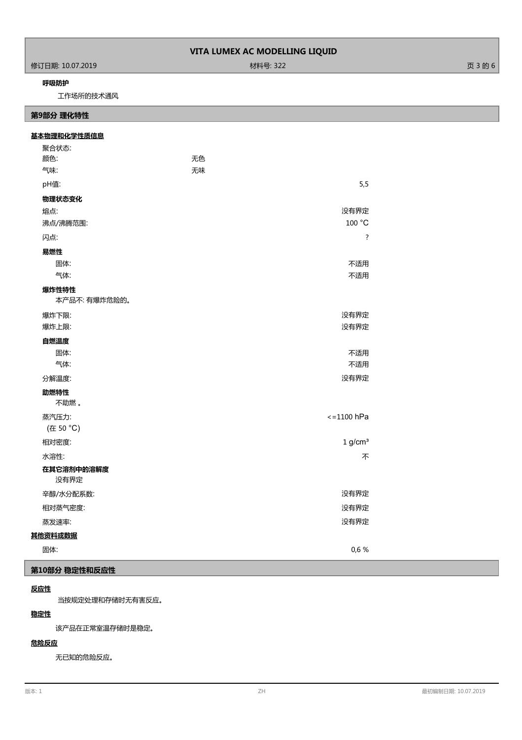**呼吸防护**

工作场所的技术通风

## 第9部分 理化特性

**基本物理和化学性质信息**

| | | |
|---|---|---|
| 聚合状态: | | |
| 颜色: | 无色 | |
| 气味: | 无味 | |
| pH值: | | 5,5 |
| **物理状态变化** | | |
| 熔点: | | 没有界定 |
| 沸点/沸腾范围: | | 100 °C |
| 闪点: | | ? |
| **易燃性** | | |
| 固体: | | 不适用 |
| 气体: | | 不适用 |

**爆炸性特性**

本产品不: 有爆炸危险的。

| | |
|---|---|
| 爆炸下限: | 没有界定 |
| 爆炸上限: | 没有界定 |
| **自燃温度** | |
| 固体: | 不适用 |
| 气体: | 不适用 |
| 分解温度: | 没有界定 |

**助燃特性**

不助燃 。

| | |
|---|---|
| 蒸汽压力: (在 50 °C) | <=1100 hPa |
| 相对密度: | 1 g/cm³ |
| 水溶性: | 不 |

**在其它溶剂中的溶解度**

没有界定

| | |
|---|---|
| 辛醇/水分配系数: | 没有界定 |
| 相对蒸气密度: | 没有界定 |
| 蒸发速率: | 没有界定 |

**其他资料或数据**

| | |
|---|---|
| 固体: | 0,6 % |

## 第10部分 稳定性和反应性

**反应性**

当按规定处理和存储时无有害反应。

**稳定性**

该产品在正常室温存储时是稳定。

**危险反应**

无已知的危险反应。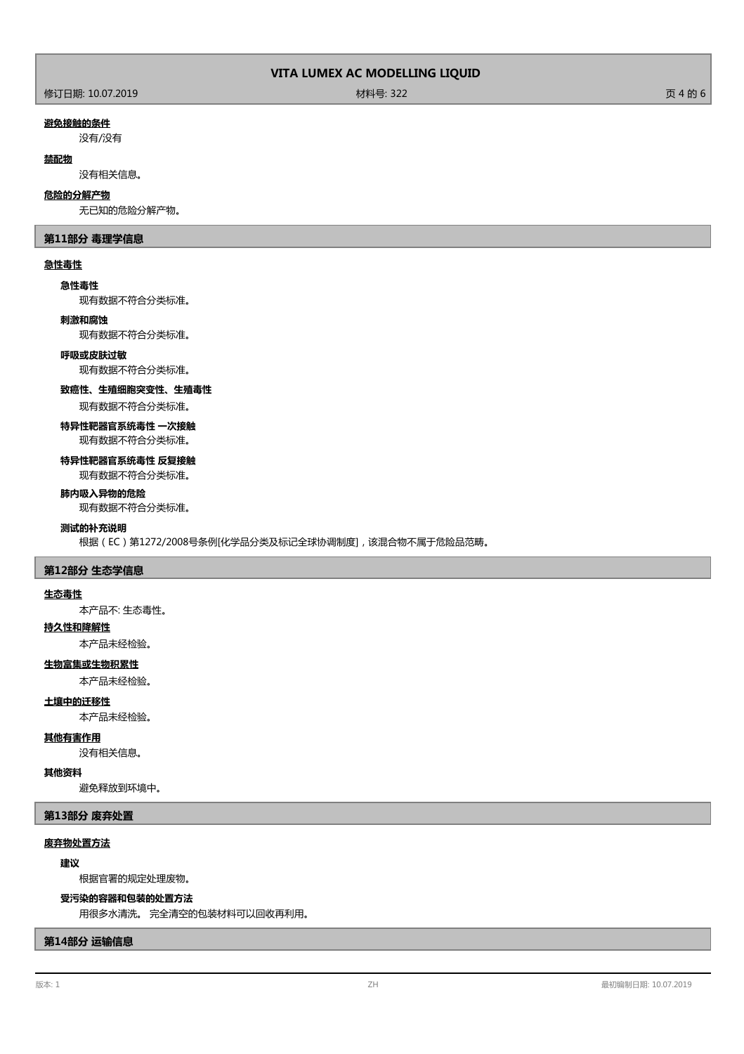**避免接触的条件**

没有/没有

**禁配物**

没有相关信息。

**危险的分解产物**

无已知的危险分解产物。

## 第11部分 毒理学信息

**急性毒性**

**急性毒性**

现有数据不符合分类标准。

**刺激和腐蚀**

现有数据不符合分类标准。

**呼吸或皮肤过敏**

现有数据不符合分类标准。

**致癌性、生殖细胞突变性、生殖毒性**

现有数据不符合分类标准。

**特异性靶器官系统毒性 一次接触**

现有数据不符合分类标准。

**特异性靶器官系统毒性 反复接触**

现有数据不符合分类标准。

**肺内吸入异物的危险**

现有数据不符合分类标准。

**测试的补充说明**

根据（EC）第1272/2008号条例[化学品分类及标记全球协调制度]，该混合物不属于危险品范畴。

## 第12部分 生态学信息

**生态毒性**

本产品不: 生态毒性。

**持久性和降解性**

本产品未经检验。

**生物富集或生物积累性**

本产品未经检验。

**土壤中的迁移性**

本产品未经检验。

**其他有害作用**

没有相关信息。

**其他资料**

避免释放到环境中。

## 第13部分 废弃处置

**废弃物处置方法**

**建议**

根据官署的规定处理废物。

**受污染的容器和包装的处置方法**

用很多水清洗。 完全清空的包装材料可以回收再利用。

## 第14部分 运输信息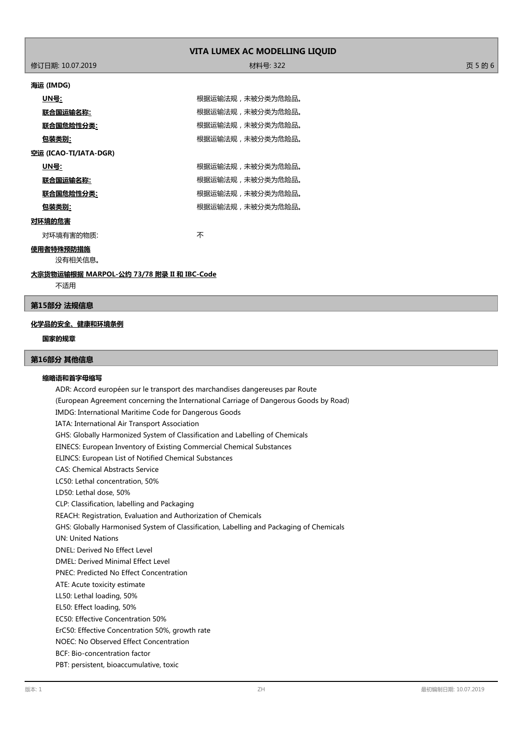**海运 (IMDG)**

| | |
|---|---|
| **UN号:** | 根据运输法规，未被分类为危险品。 |
| **联合国运输名称:** | 根据运输法规，未被分类为危险品。 |
| **联合国危险性分类:** | 根据运输法规，未被分类为危险品。 |
| **包装类别:** | 根据运输法规，未被分类为危险品。 |

**空运 (ICAO-TI/IATA-DGR)**

| | |
|---|---|
| **UN号:** | 根据运输法规，未被分类为危险品。 |
| **联合国运输名称:** | 根据运输法规，未被分类为危险品。 |
| **联合国危险性分类:** | 根据运输法规，未被分类为危险品。 |
| **包装类别:** | 根据运输法规，未被分类为危险品。 |

**对环境的危害**

对环境有害的物质: 不

**使用者特殊预防措施**

没有相关信息。

**大宗货物运输根据 MARPOL-公约 73/78 附录 II 和 IBC-Code**

不适用

## 第15部分 法规信息

**化学品的安全、健康和环境条例**

**国家的规章**

## 第16部分 其他信息

**缩略语和首字母缩写**

ADR: Accord européen sur le transport des marchandises dangereuses par Route
(European Agreement concerning the International Carriage of Dangerous Goods by Road)
IMDG: International Maritime Code for Dangerous Goods
IATA: International Air Transport Association
GHS: Globally Harmonized System of Classification and Labelling of Chemicals
EINECS: European Inventory of Existing Commercial Chemical Substances
ELINCS: European List of Notified Chemical Substances
CAS: Chemical Abstracts Service
LC50: Lethal concentration, 50%
LD50: Lethal dose, 50%
CLP: Classification, labelling and Packaging
REACH: Registration, Evaluation and Authorization of Chemicals
GHS: Globally Harmonised System of Classification, Labelling and Packaging of Chemicals
UN: United Nations
DNEL: Derived No Effect Level
DMEL: Derived Minimal Effect Level
PNEC: Predicted No Effect Concentration
ATE: Acute toxicity estimate
LL50: Lethal loading, 50%
EL50: Effect loading, 50%
EC50: Effective Concentration 50%
ErC50: Effective Concentration 50%, growth rate
NOEC: No Observed Effect Concentration
BCF: Bio-concentration factor
PBT: persistent, bioaccumulative, toxic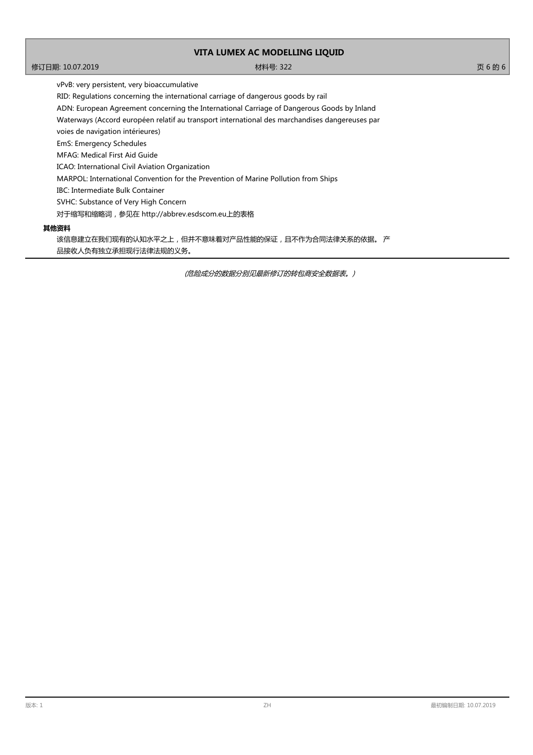vPvB: very persistent, very bioaccumulative

RID: Regulations concerning the international carriage of dangerous goods by rail

ADN: European Agreement concerning the International Carriage of Dangerous Goods by Inland Waterways (Accord européen relatif au transport international des marchandises dangereuses par voies de navigation intérieures)

EmS: Emergency Schedules

MFAG: Medical First Aid Guide

ICAO: International Civil Aviation Organization

MARPOL: International Convention for the Prevention of Marine Pollution from Ships

IBC: Intermediate Bulk Container

SVHC: Substance of Very High Concern

对于缩写和缩略词，参见在 http://abbrev.esdscom.eu上的表格

**其他资料**

该信息建立在我们现有的认知水平之上，但并不意味着对产品性能的保证，且不作为合同法律关系的依据。 产品接收人负有独立承担现行法律法规的义务。

*(危险成分的数据分别见最新修订的转包商安全数据表。)*